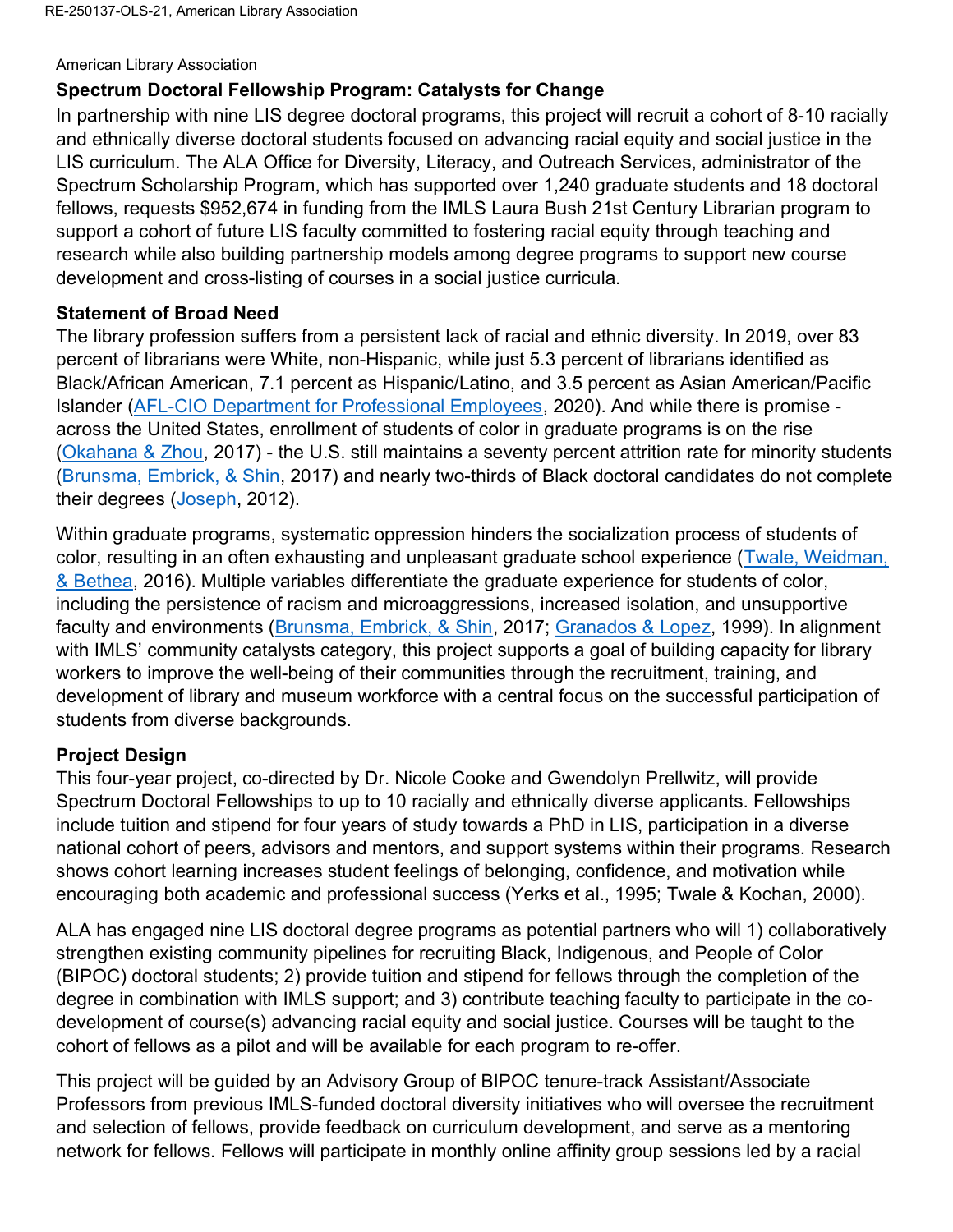American Library Association

## Spectrum Doctoral Fellowship Program: Catalysts for Change

In partnership with nine LIS degree doctoral programs, this project will recruit a cohort of 8-10 racially and ethnically diverse doctoral students focused on advancing racial equity and social justice in the LIS curriculum. The ALA Office for Diversity, Literacy, and Outreach Services, administrator of the Spectrum Scholarship Program, which has supported over 1,240 graduate students and 18 doctoral fellows, requests $952,674 in funding from the IMLS Laura Bush 21st Century Librarian program to support a cohort of future LIS faculty committed to fostering racial equity through teaching and research while also building partnership models among degree programs to support new course development and cross-listing of courses in a social justice curricula.

### Statement of Broad Need

The library profession suffers from a persistent lack of racial and ethnic diversity. In 2019, over 83 percent of librarians were White, non-Hispanic, while just 5.3 percent of librarians identified as Black/African American, 7.1 percent as Hispanic/Latino, and 3.5 percent as Asian American/Pacific Islander (AFL-CIO Department for Professional Employees, 2020). And while there is promise - across the United States, enrollment of students of color in graduate programs is on the rise (Okahana & Zhou, 2017) - the U.S. still maintains a seventy percent attrition rate for minority students (Brunsma, Embrick, & Shin, 2017) and nearly two-thirds of Black doctoral candidates do not complete their degrees (Joseph, 2012).

Within graduate programs, systematic oppression hinders the socialization process of students of color, resulting in an often exhausting and unpleasant graduate school experience (Twale, Weidman, & Bethea, 2016). Multiple variables differentiate the graduate experience for students of color, including the persistence of racism and microaggressions, increased isolation, and unsupportive faculty and environments (Brunsma, Embrick, & Shin, 2017; Granados & Lopez, 1999). In alignment with IMLS' community catalysts category, this project supports a goal of building capacity for library workers to improve the well-being of their communities through the recruitment, training, and development of library and museum workforce with a central focus on the successful participation of students from diverse backgrounds.

### Project Design

This four-year project, co-directed by Dr. Nicole Cooke and Gwendolyn Prellwitz, will provide Spectrum Doctoral Fellowships to up to 10 racially and ethnically diverse applicants. Fellowships include tuition and stipend for four years of study towards a PhD in LIS, participation in a diverse national cohort of peers, advisors and mentors, and support systems within their programs. Research shows cohort learning increases student feelings of belonging, confidence, and motivation while encouraging both academic and professional success (Yerks et al., 1995; Twale & Kochan, 2000).

ALA has engaged nine LIS doctoral degree programs as potential partners who will 1) collaboratively strengthen existing community pipelines for recruiting Black, Indigenous, and People of Color (BIPOC) doctoral students; 2) provide tuition and stipend for fellows through the completion of the degree in combination with IMLS support; and 3) contribute teaching faculty to participate in the co-development of course(s) advancing racial equity and social justice. Courses will be taught to the cohort of fellows as a pilot and will be available for each program to re-offer.

This project will be guided by an Advisory Group of BIPOC tenure-track Assistant/Associate Professors from previous IMLS-funded doctoral diversity initiatives who will oversee the recruitment and selection of fellows, provide feedback on curriculum development, and serve as a mentoring network for fellows. Fellows will participate in monthly online affinity group sessions led by a racial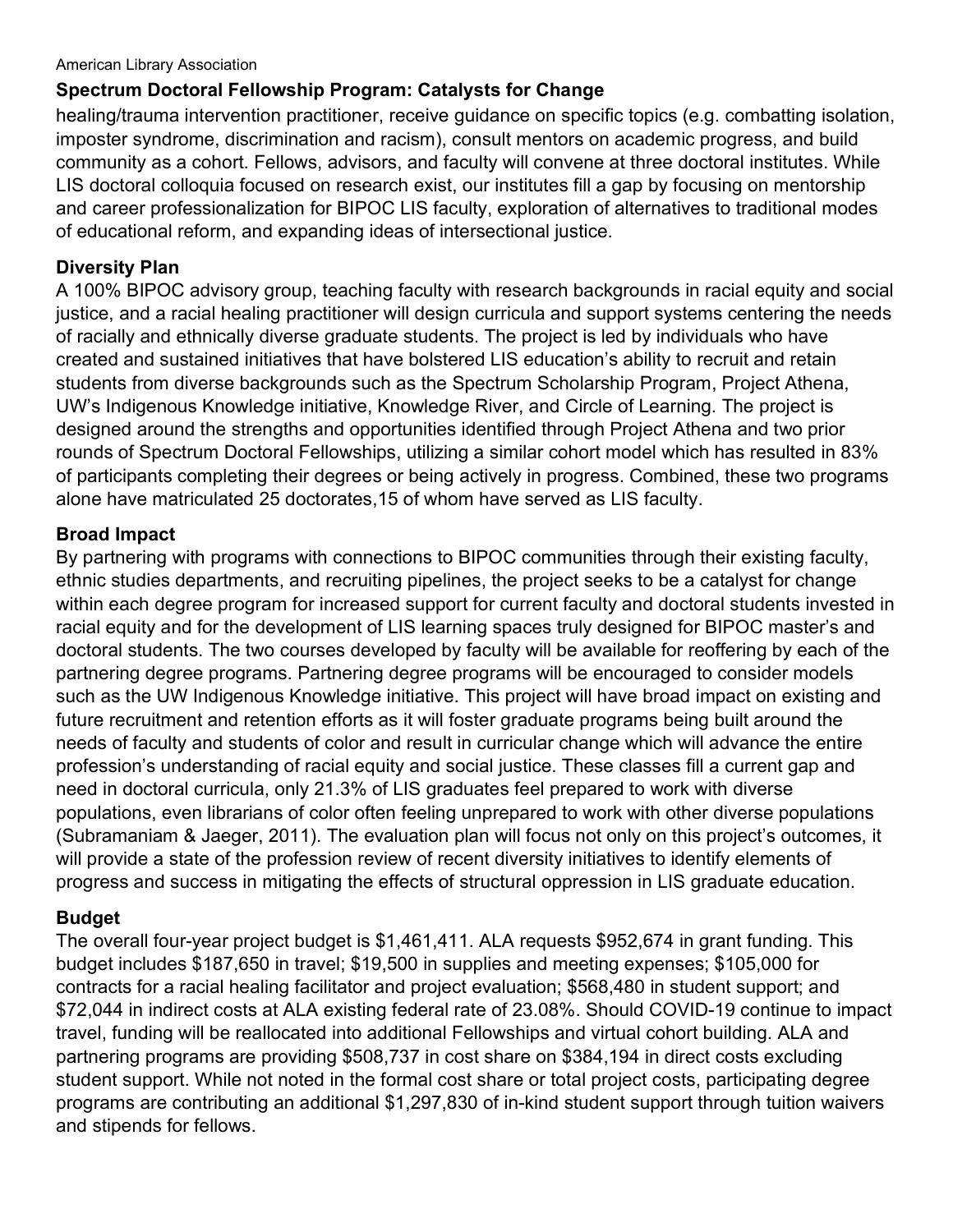healing/trauma intervention practitioner, receive guidance on specific topics (e.g. combatting isolation, imposter syndrome, discrimination and racism), consult mentors on academic progress, and build community as a cohort. Fellows, advisors, and faculty will convene at three doctoral institutes. While LIS doctoral colloquia focused on research exist, our institutes fill a gap by focusing on mentorship and career professionalization for BIPOC LIS faculty, exploration of alternatives to traditional modes of educational reform, and expanding ideas of intersectional justice.

## Diversity Plan

A 100% BIPOC advisory group, teaching faculty with research backgrounds in racial equity and social justice, and a racial healing practitioner will design curricula and support systems centering the needs of racially and ethnically diverse graduate students. The project is led by individuals who have created and sustained initiatives that have bolstered LIS education's ability to recruit and retain students from diverse backgrounds such as the Spectrum Scholarship Program, Project Athena, UW's Indigenous Knowledge initiative, Knowledge River, and Circle of Learning. The project is designed around the strengths and opportunities identified through Project Athena and two prior rounds of Spectrum Doctoral Fellowships, utilizing a similar cohort model which has resulted in 83% of participants completing their degrees or being actively in progress. Combined, these two programs alone have matriculated 25 doctorates,15 of whom have served as LIS faculty.

## Broad Impact

By partnering with programs with connections to BIPOC communities through their existing faculty, ethnic studies departments, and recruiting pipelines, the project seeks to be a catalyst for change within each degree program for increased support for current faculty and doctoral students invested in racial equity and for the development of LIS learning spaces truly designed for BIPOC master's and doctoral students. The two courses developed by faculty will be available for reoffering by each of the partnering degree programs. Partnering degree programs will be encouraged to consider models such as the UW Indigenous Knowledge initiative. This project will have broad impact on existing and future recruitment and retention efforts as it will foster graduate programs being built around the needs of faculty and students of color and result in curricular change which will advance the entire profession's understanding of racial equity and social justice. These classes fill a current gap and need in doctoral curricula, only 21.3% of LIS graduates feel prepared to work with diverse populations, even librarians of color often feeling unprepared to work with other diverse populations (Subramaniam & Jaeger, 2011). The evaluation plan will focus not only on this project's outcomes, it will provide a state of the profession review of recent diversity initiatives to identify elements of progress and success in mitigating the effects of structural oppression in LIS graduate education.

## Budget

The overall four-year project budget is $1,461,411. ALA requests $952,674 in grant funding. This budget includes $187,650 in travel; $19,500 in supplies and meeting expenses; $105,000 for contracts for a racial healing facilitator and project evaluation; $568,480 in student support; and $72,044 in indirect costs at ALA existing federal rate of 23.08%. Should COVID-19 continue to impact travel, funding will be reallocated into additional Fellowships and virtual cohort building. ALA and partnering programs are providing $508,737 in cost share on $384,194 in direct costs excluding student support. While not noted in the formal cost share or total project costs, participating degree programs are contributing an additional $1,297,830 of in-kind student support through tuition waivers and stipends for fellows.